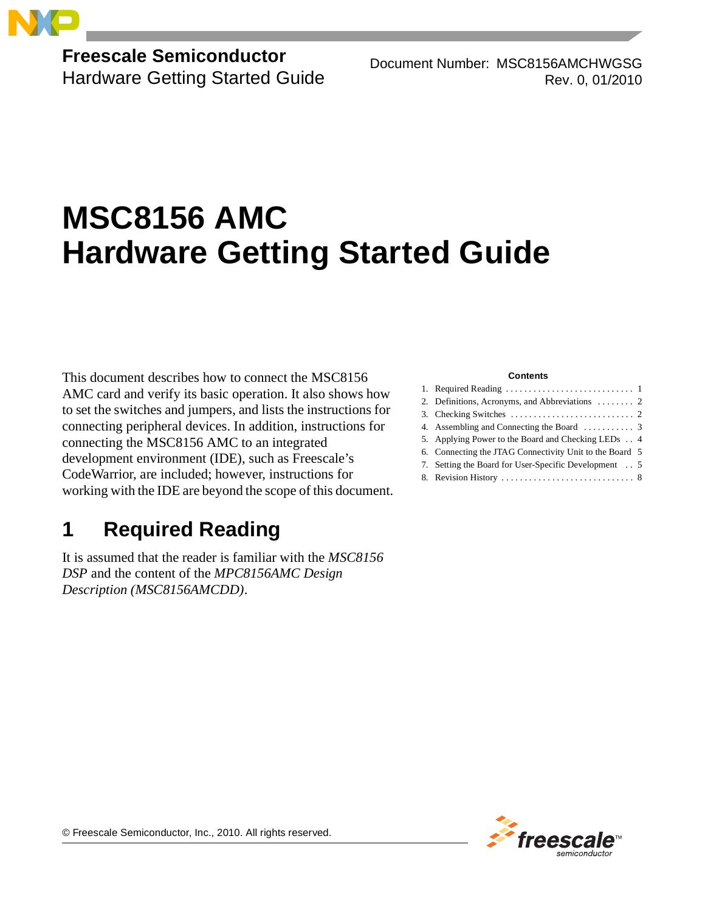**Freescale Semiconductor**
Hardware Getting Started Guide

Document Number: MSC8156AMCHWGSG
Rev. 0, 01/2010

# MSC8156 AMC Hardware Getting Started Guide

This document describes how to connect the MSC8156 AMC card and verify its basic operation. It also shows how to set the switches and jumpers, and lists the instructions for connecting peripheral devices. In addition, instructions for connecting the MSC8156 AMC to an integrated development environment (IDE), such as Freescale's CodeWarrior, are included; however, instructions for working with the IDE are beyond the scope of this document.

**Contents**

1. Required Reading . . . . . . . . . . . . . . . . . . . . . . . . . . . . 1
2. Definitions, Acronyms, and Abbreviations . . . . . . . . 2
3. Checking Switches . . . . . . . . . . . . . . . . . . . . . . . . . . . 2
4. Assembling and Connecting the Board . . . . . . . . . . . 3
5. Applying Power to the Board and Checking LEDs . . 4
6. Connecting the JTAG Connectivity Unit to the Board 5
7. Setting the Board for User-Specific Development . . 5
8. Revision History . . . . . . . . . . . . . . . . . . . . . . . . . . . . 8

## 1 Required Reading

It is assumed that the reader is familiar with the *MSC8156 DSP* and the content of the *MPC8156AMC Design Description (MSC8156AMCDD)*.

© Freescale Semiconductor, Inc., 2010. All rights reserved.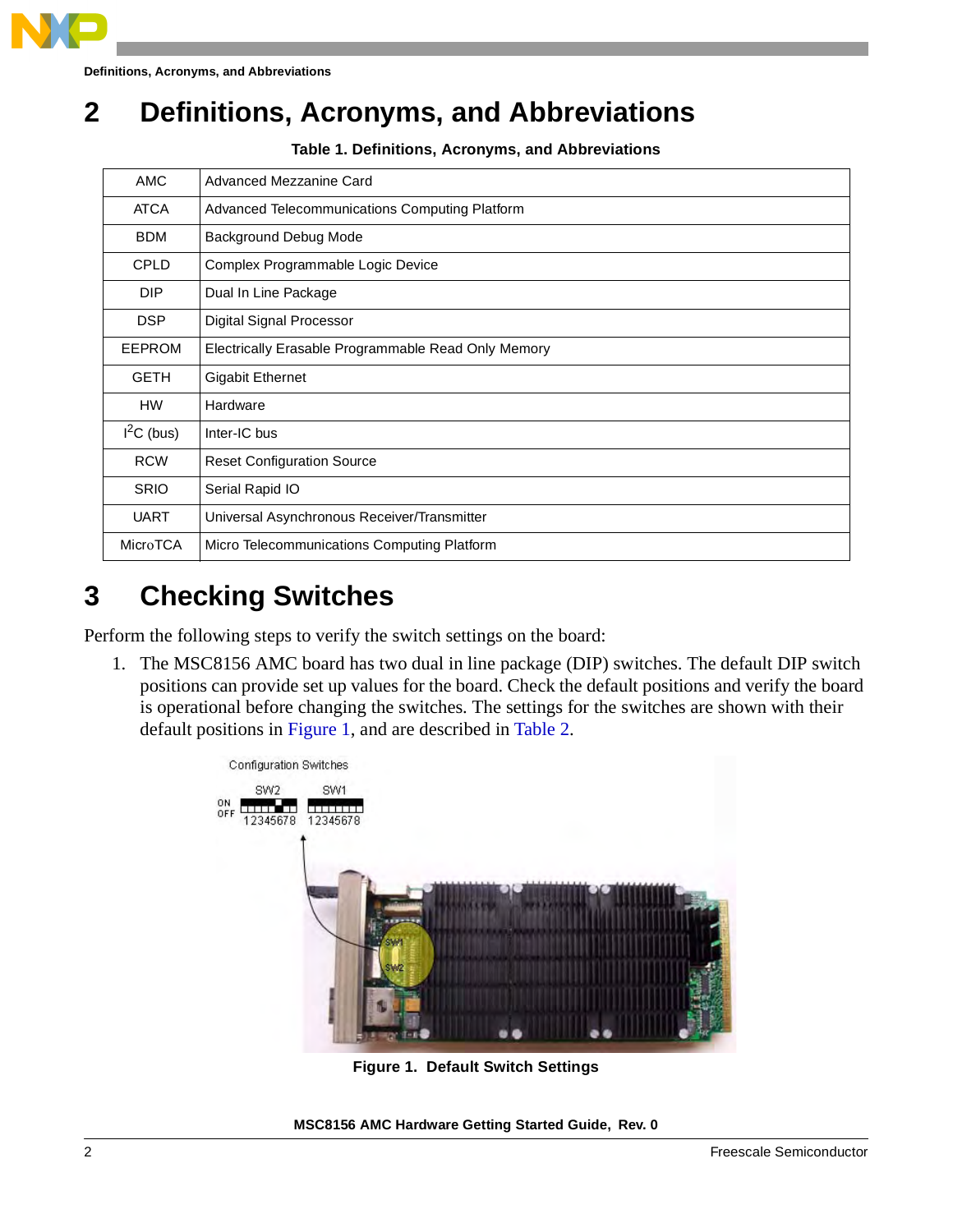# 2 Definitions, Acronyms, and Abbreviations

**Table 1. Definitions, Acronyms, and Abbreviations**

| | |
|---|---|
| AMC | Advanced Mezzanine Card |
| ATCA | Advanced Telecommunications Computing Platform |
| BDM | Background Debug Mode |
| CPLD | Complex Programmable Logic Device |
| DIP | Dual In Line Package |
| DSP | Digital Signal Processor |
| EEPROM | Electrically Erasable Programmable Read Only Memory |
| GETH | Gigabit Ethernet |
| HW | Hardware |
| $I^2C$ (bus) | Inter-IC bus |
| RCW | Reset Configuration Source |
| SRIO | Serial Rapid IO |
| UART | Universal Asynchronous Receiver/Transmitter |
| MicroTCA | Micro Telecommunications Computing Platform |

# 3 Checking Switches

Perform the following steps to verify the switch settings on the board:

1. The MSC8156 AMC board has two dual in line package (DIP) switches. The default DIP switch positions can provide set up values for the board. Check the default positions and verify the board is operational before changing the switches. The settings for the switches are shown with their default positions in Figure 1, and are described in Table 2.

**Figure 1. Default Switch Settings**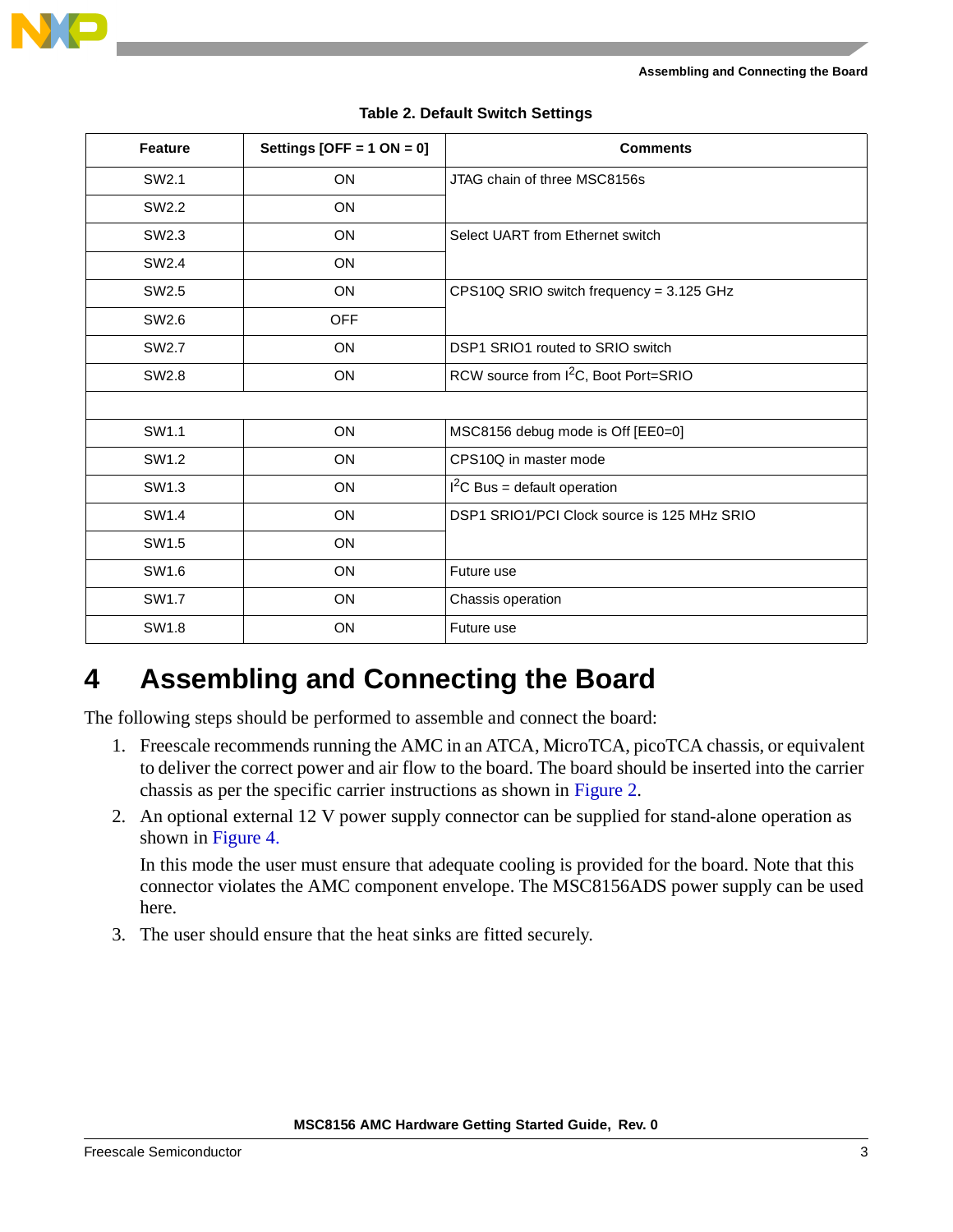**Table 2. Default Switch Settings**

| Feature | Settings [OFF = 1 ON = 0] | Comments |
|---|---|---|
| SW2.1 | ON | JTAG chain of three MSC8156s |
| SW2.2 | ON | |
| SW2.3 | ON | Select UART from Ethernet switch |
| SW2.4 | ON | |
| SW2.5 | ON | CPS10Q SRIO switch frequency = 3.125 GHz |
| SW2.6 | OFF | |
| SW2.7 | ON | DSP1 SRIO1 routed to SRIO switch |
| SW2.8 | ON | RCW source from $I^2C$, Boot Port=SRIO |
| | | |
| SW1.1 | ON | MSC8156 debug mode is Off [EE0=0] |
| SW1.2 | ON | CPS10Q in master mode |
| SW1.3 | ON | $I^2C$ Bus = default operation |
| SW1.4 | ON | DSP1 SRIO1/PCI Clock source is 125 MHz SRIO |
| SW1.5 | ON | |
| SW1.6 | ON | Future use |
| SW1.7 | ON | Chassis operation |
| SW1.8 | ON | Future use |

# 4 Assembling and Connecting the Board

The following steps should be performed to assemble and connect the board:

1. Freescale recommends running the AMC in an ATCA, MicroTCA, picoTCA chassis, or equivalent to deliver the correct power and air flow to the board. The board should be inserted into the carrier chassis as per the specific carrier instructions as shown in Figure 2.
2. An optional external 12 V power supply connector can be supplied for stand-alone operation as shown in Figure 4.

   In this mode the user must ensure that adequate cooling is provided for the board. Note that this connector violates the AMC component envelope. The MSC8156ADS power supply can be used here.
3. The user should ensure that the heat sinks are fitted securely.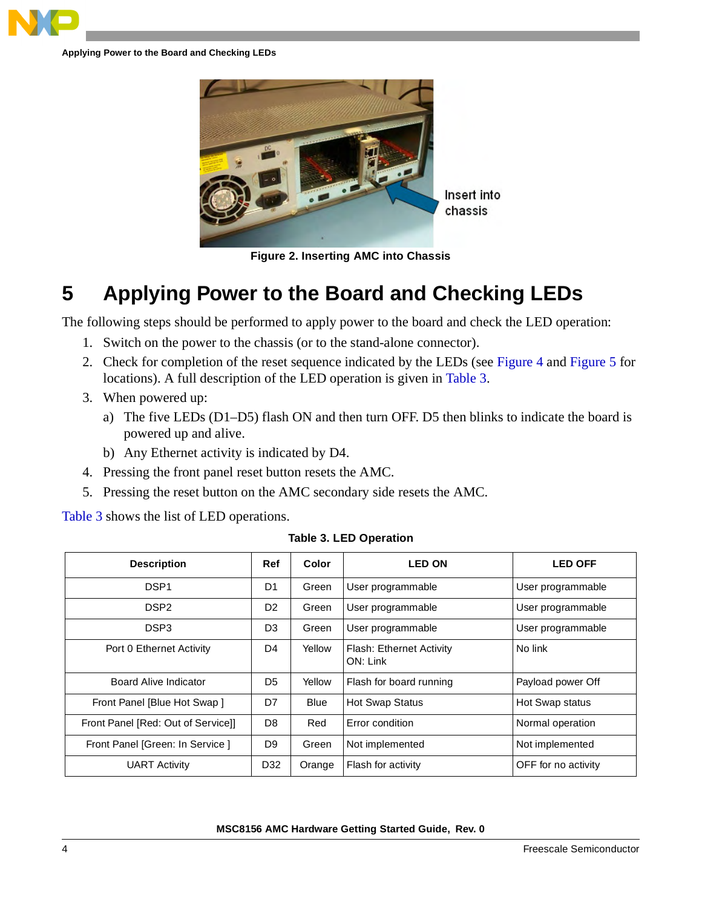Figure 2. Inserting AMC into Chassis

# 5 Applying Power to the Board and Checking LEDs

The following steps should be performed to apply power to the board and check the LED operation:

1. Switch on the power to the chassis (or to the stand-alone connector).
2. Check for completion of the reset sequence indicated by the LEDs (see Figure 4 and Figure 5 for locations). A full description of the LED operation is given in Table 3.
3. When powered up:
   a) The five LEDs (D1–D5) flash ON and then turn OFF. D5 then blinks to indicate the board is powered up and alive.
   b) Any Ethernet activity is indicated by D4.
4. Pressing the front panel reset button resets the AMC.
5. Pressing the reset button on the AMC secondary side resets the AMC.

Table 3 shows the list of LED operations.

**Table 3. LED Operation**

| Description | Ref | Color | LED ON | LED OFF |
|---|---|---|---|---|
| DSP1 | D1 | Green | User programmable | User programmable |
| DSP2 | D2 | Green | User programmable | User programmable |
| DSP3 | D3 | Green | User programmable | User programmable |
| Port 0 Ethernet Activity | D4 | Yellow | Flash: Ethernet Activity<br>ON: Link | No link |
| Board Alive Indicator | D5 | Yellow | Flash for board running | Payload power Off |
| Front Panel [Blue Hot Swap ] | D7 | Blue | Hot Swap Status | Hot Swap status |
| Front Panel [Red: Out of Service]] | D8 | Red | Error condition | Normal operation |
| Front Panel [Green: In Service ] | D9 | Green | Not implemented | Not implemented |
| UART Activity | D32 | Orange | Flash for activity | OFF for no activity |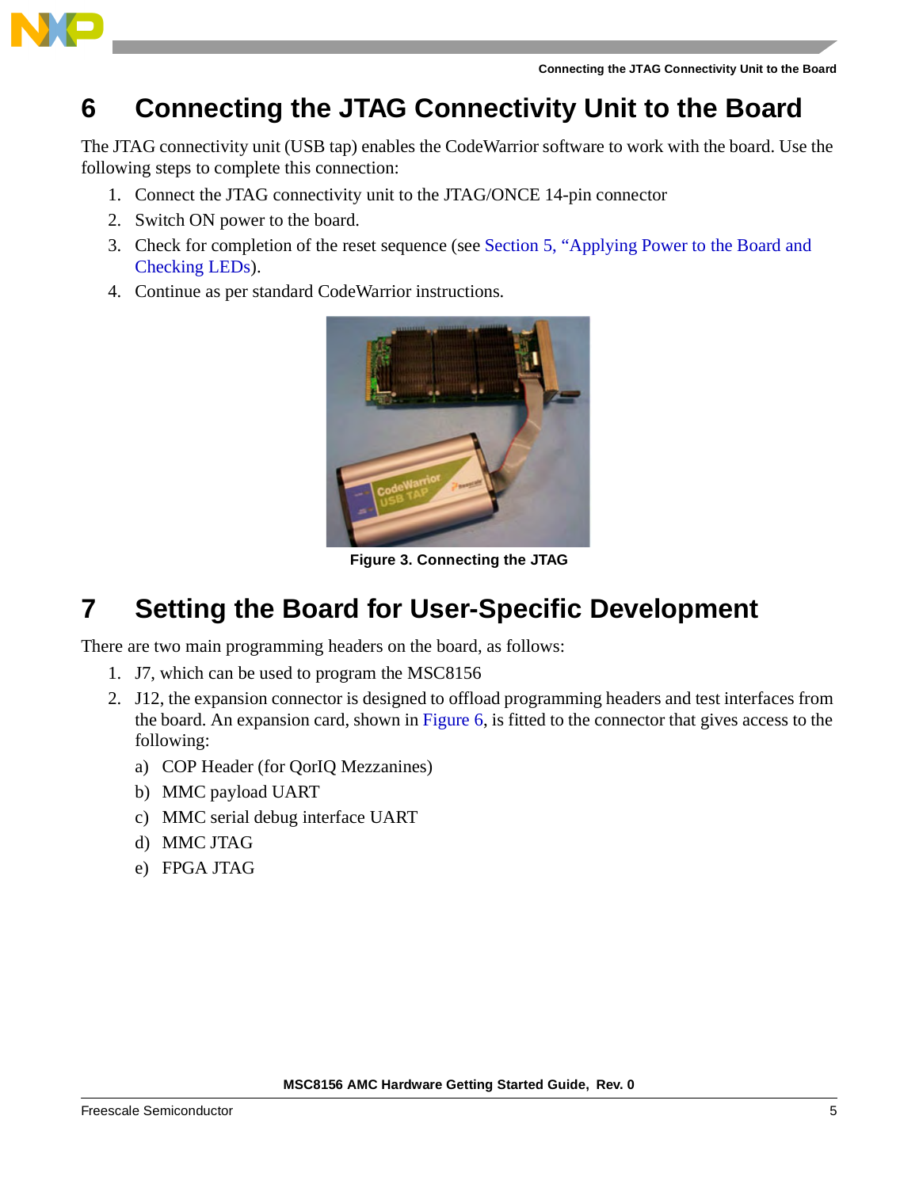# 6 Connecting the JTAG Connectivity Unit to the Board

The JTAG connectivity unit (USB tap) enables the CodeWarrior software to work with the board. Use the following steps to complete this connection:

1. Connect the JTAG connectivity unit to the JTAG/ONCE 14-pin connector
2. Switch ON power to the board.
3. Check for completion of the reset sequence (see Section 5, "Applying Power to the Board and Checking LEDs).
4. Continue as per standard CodeWarrior instructions.

**Figure 3. Connecting the JTAG**

# 7 Setting the Board for User-Specific Development

There are two main programming headers on the board, as follows:

1. J7, which can be used to program the MSC8156
2. J12, the expansion connector is designed to offload programming headers and test interfaces from the board. An expansion card, shown in Figure 6, is fitted to the connector that gives access to the following:
   a) COP Header (for QorIQ Mezzanines)
   b) MMC payload UART
   c) MMC serial debug interface UART
   d) MMC JTAG
   e) FPGA JTAG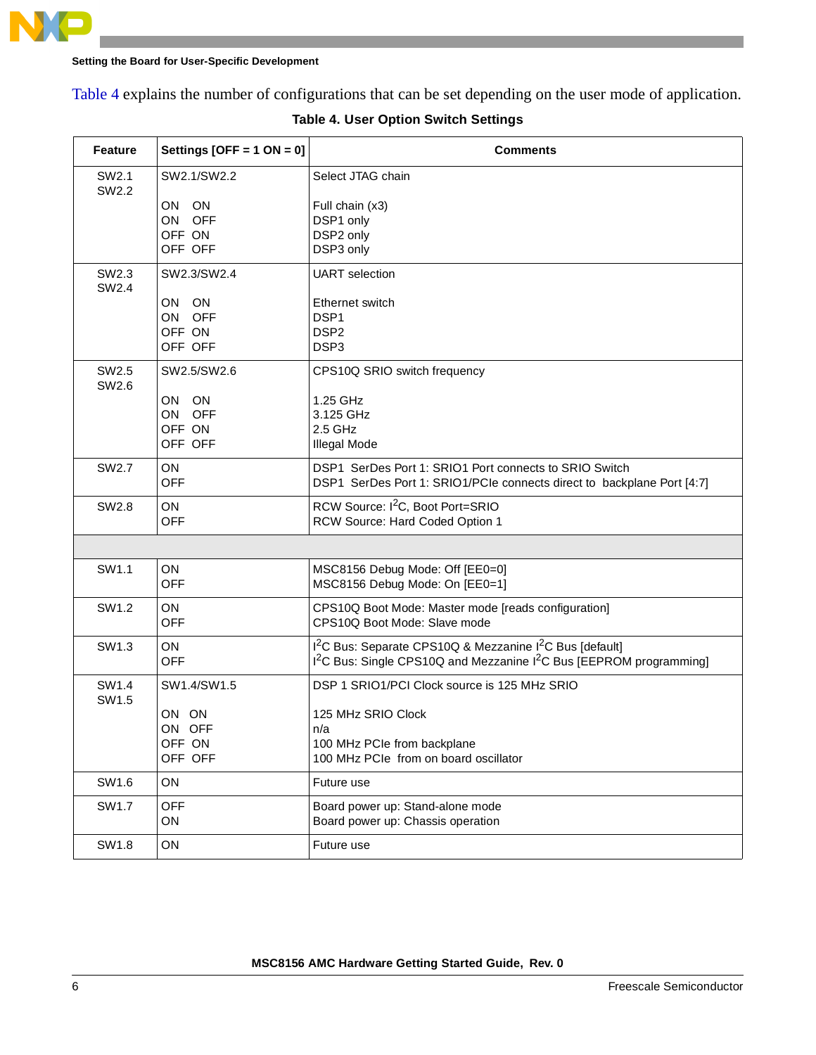Table 4 explains the number of configurations that can be set depending on the user mode of application.

**Table 4. User Option Switch Settings**

| Feature | Settings [OFF = 1 ON = 0] | Comments |
|---|---|---|
| SW2.1<br>SW2.2 | SW2.1/SW2.2<br><br>ON ON<br>ON OFF<br>OFF ON<br>OFF OFF | Select JTAG chain<br><br>Full chain (x3)<br>DSP1 only<br>DSP2 only<br>DSP3 only |
| SW2.3<br>SW2.4 | SW2.3/SW2.4<br><br>ON ON<br>ON OFF<br>OFF ON<br>OFF OFF | UART selection<br><br>Ethernet switch<br>DSP1<br>DSP2<br>DSP3 |
| SW2.5<br>SW2.6 | SW2.5/SW2.6<br><br>ON ON<br>ON OFF<br>OFF ON<br>OFF OFF | CPS10Q SRIO switch frequency<br><br>1.25 GHz<br>3.125 GHz<br>2.5 GHz<br>Illegal Mode |
| SW2.7 | ON<br>OFF | DSP1 SerDes Port 1: SRIO1 Port connects to SRIO Switch<br>DSP1 SerDes Port 1: SRIO1/PCIe connects direct to backplane Port [4:7] |
| SW2.8 | ON<br>OFF | RCW Source: $I^2C$, Boot Port=SRIO<br>RCW Source: Hard Coded Option 1 |
| | | |
| SW1.1 | ON<br>OFF | MSC8156 Debug Mode: Off [EE0=0]<br>MSC8156 Debug Mode: On [EE0=1] |
| SW1.2 | ON<br>OFF | CPS10Q Boot Mode: Master mode [reads configuration]<br>CPS10Q Boot Mode: Slave mode |
| SW1.3 | ON<br>OFF | $I^2C$ Bus: Separate CPS10Q & Mezzanine $I^2C$ Bus [default]<br>$I^2C$ Bus: Single CPS10Q and Mezzanine $I^2C$ Bus [EEPROM programming] |
| SW1.4<br>SW1.5 | SW1.4/SW1.5<br><br>ON ON<br>ON OFF<br>OFF ON<br>OFF OFF | DSP 1 SRIO1/PCI Clock source is 125 MHz SRIO<br><br>125 MHz SRIO Clock<br>n/a<br>100 MHz PCIe from backplane<br>100 MHz PCIe from on board oscillator |
| SW1.6 | ON | Future use |
| SW1.7 | OFF<br>ON | Board power up: Stand-alone mode<br>Board power up: Chassis operation |
| SW1.8 | ON | Future use |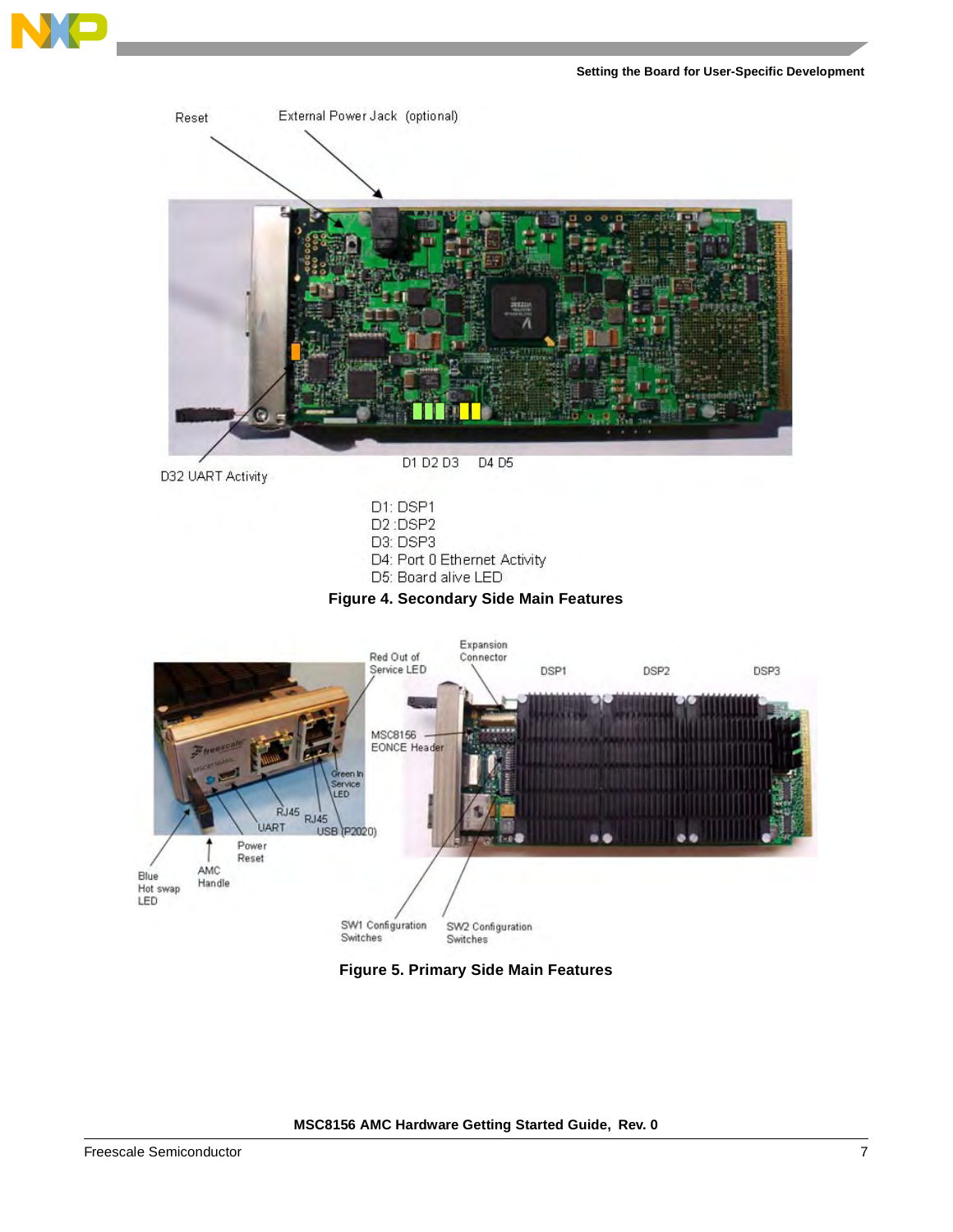Reset

External Power Jack (optional)

D32 UART Activity

D1 D2 D3 D4 D5

D1: DSP1
D2 :DSP2
D3: DSP3
D4: Port 0 Ethernet Activity
D5: Board alive LED

**Figure 4. Secondary Side Main Features**

Red Out of Service LED

Expansion Connector

DSP1 DSP2 DSP3

MSC8156 EONCE Header

Green In Service LED

RJ45

RJ45

UART

USB (P2020)

Power Reset

Blue Hot swap LED

AMC Handle

SW1 Configuration Switches

SW2 Configuration Switches

**Figure 5. Primary Side Main Features**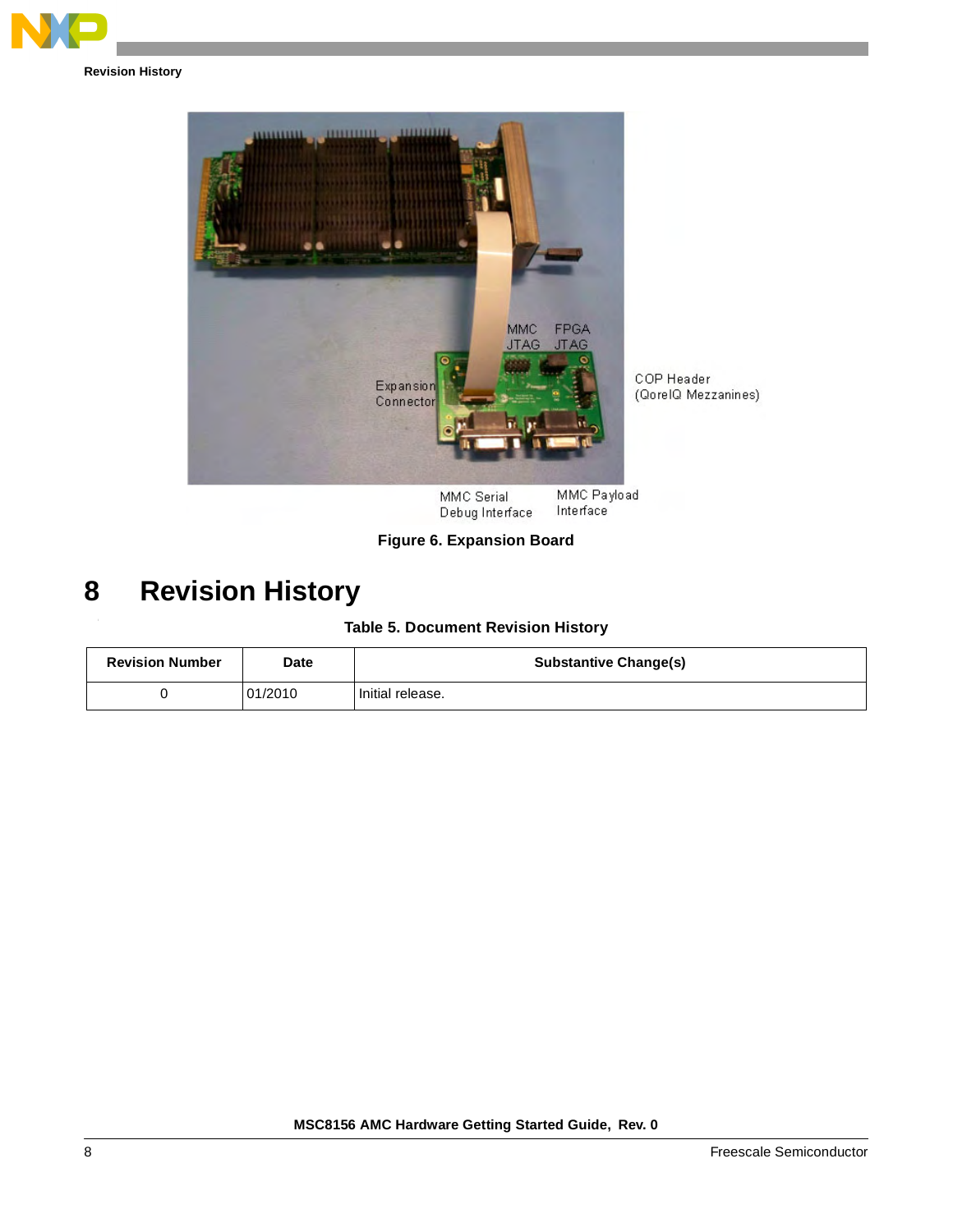Figure 6. Expansion Board

# 8 Revision History

Table 5. Document Revision History

| Revision Number | Date | Substantive Change(s) |
| --- | --- | --- |
| 0 | 01/2010 | Initial release. |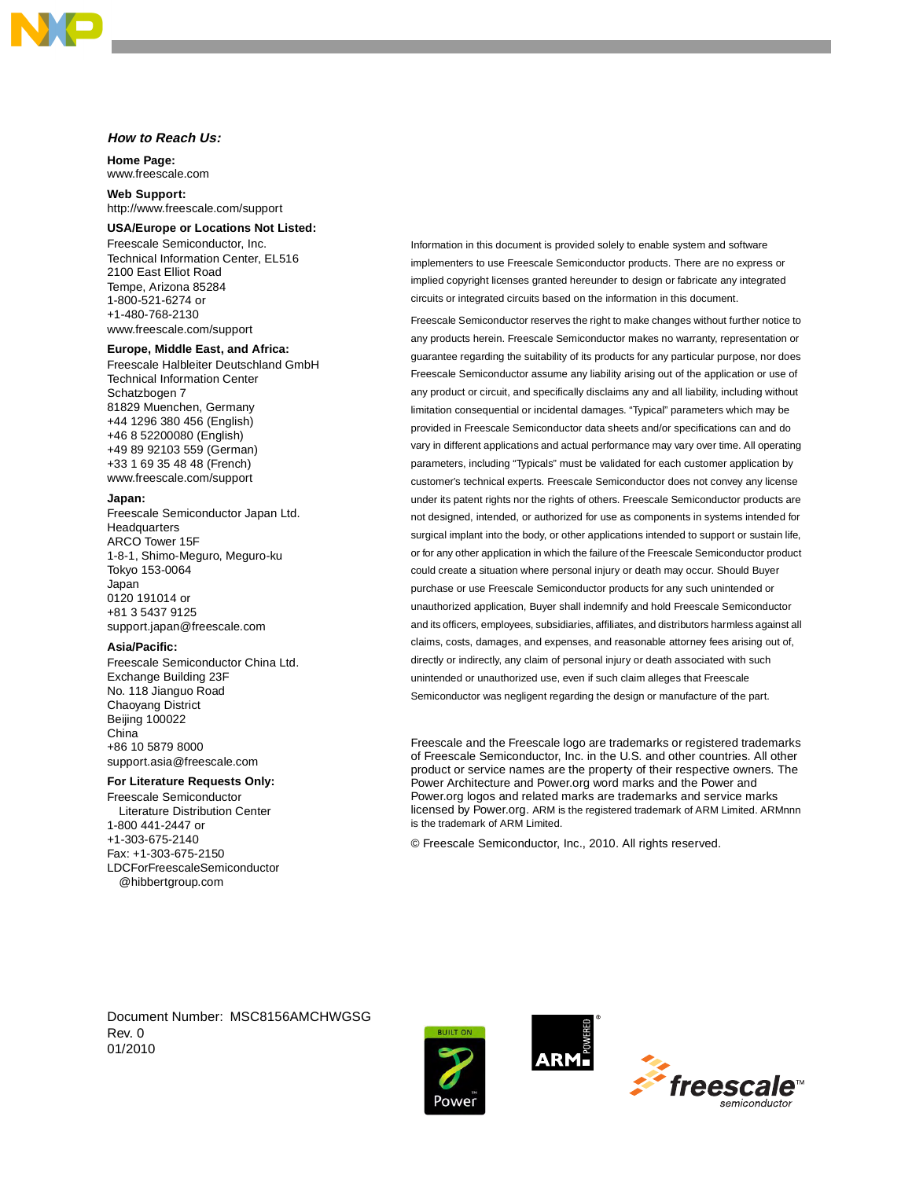### *How to Reach Us:*

**Home Page:**
www.freescale.com

**Web Support:**
http://www.freescale.com/support

**USA/Europe or Locations Not Listed:**
Freescale Semiconductor, Inc.
Technical Information Center, EL516
2100 East Elliot Road
Tempe, Arizona 85284
1-800-521-6274 or
+1-480-768-2130
www.freescale.com/support

**Europe, Middle East, and Africa:**
Freescale Halbleiter Deutschland GmbH
Technical Information Center
Schatzbogen 7
81829 Muenchen, Germany
+44 1296 380 456 (English)
+46 8 52200080 (English)
+49 89 92103 559 (German)
+33 1 69 35 48 48 (French)
www.freescale.com/support

**Japan:**
Freescale Semiconductor Japan Ltd.
Headquarters
ARCO Tower 15F
1-8-1, Shimo-Meguro, Meguro-ku
Tokyo 153-0064
Japan
0120 191014 or
+81 3 5437 9125
support.japan@freescale.com

**Asia/Pacific:**
Freescale Semiconductor China Ltd.
Exchange Building 23F
No. 118 Jianguo Road
Chaoyang District
Beijing 100022
China
+86 10 5879 8000
support.asia@freescale.com

**For Literature Requests Only:**
Freescale Semiconductor
Literature Distribution Center
1-800 441-2447 or
+1-303-675-2140
Fax: +1-303-675-2150
LDCForFreescaleSemiconductor
@hibbertgroup.com

Information in this document is provided solely to enable system and software implementers to use Freescale Semiconductor products. There are no express or implied copyright licenses granted hereunder to design or fabricate any integrated circuits or integrated circuits based on the information in this document.

Freescale Semiconductor reserves the right to make changes without further notice to any products herein. Freescale Semiconductor makes no warranty, representation or guarantee regarding the suitability of its products for any particular purpose, nor does Freescale Semiconductor assume any liability arising out of the application or use of any product or circuit, and specifically disclaims any and all liability, including without limitation consequential or incidental damages. "Typical" parameters which may be provided in Freescale Semiconductor data sheets and/or specifications can and do vary in different applications and actual performance may vary over time. All operating parameters, including "Typicals" must be validated for each customer application by customer's technical experts. Freescale Semiconductor does not convey any license under its patent rights nor the rights of others. Freescale Semiconductor products are not designed, intended, or authorized for use as components in systems intended for surgical implant into the body, or other applications intended to support or sustain life, or for any other application in which the failure of the Freescale Semiconductor product could create a situation where personal injury or death may occur. Should Buyer purchase or use Freescale Semiconductor products for any such unintended or unauthorized application, Buyer shall indemnify and hold Freescale Semiconductor and its officers, employees, subsidiaries, affiliates, and distributors harmless against all claims, costs, damages, and expenses, and reasonable attorney fees arising out of, directly or indirectly, any claim of personal injury or death associated with such unintended or unauthorized use, even if such claim alleges that Freescale Semiconductor was negligent regarding the design or manufacture of the part.

Freescale and the Freescale logo are trademarks or registered trademarks of Freescale Semiconductor, Inc. in the U.S. and other countries. All other product or service names are the property of their respective owners. The Power Architecture and Power.org word marks and the Power and Power.org logos and related marks are trademarks and service marks licensed by Power.org. ARM is the registered trademark of ARM Limited. ARMnnn is the trademark of ARM Limited.

© Freescale Semiconductor, Inc., 2010. All rights reserved.

Document Number: MSC8156AMCHWGSG
Rev. 0
01/2010